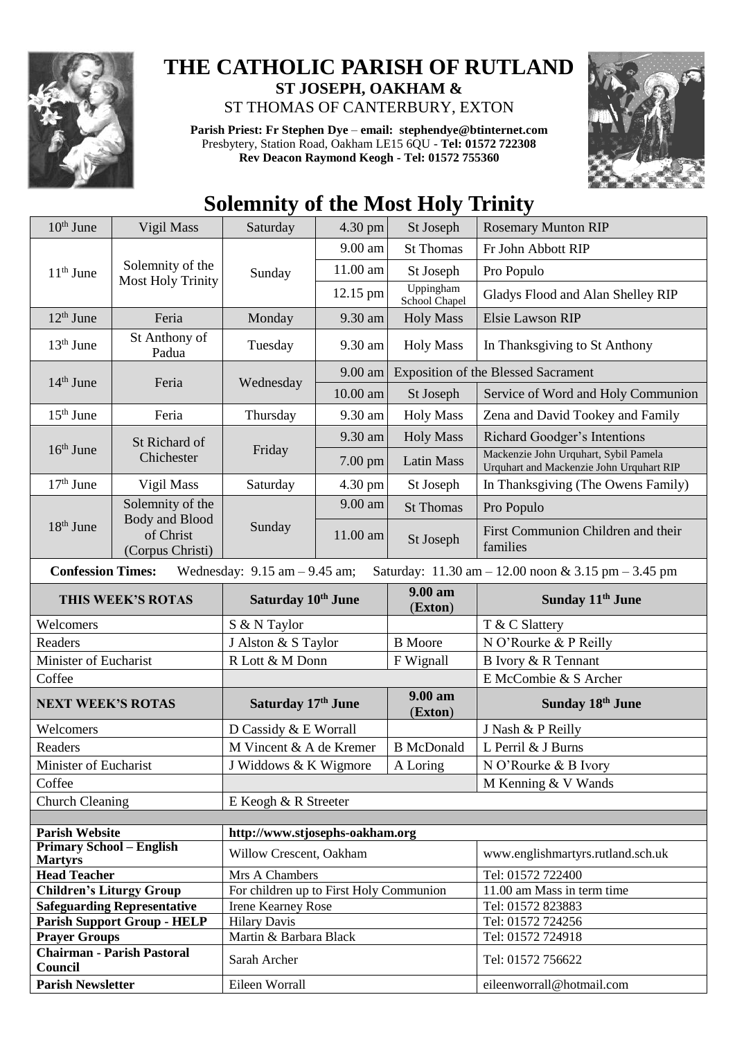# THE CATHOLIC PARISH OF RUTLAND

**ST JOSEPH, OAKHAM &**

ST THOMAS OF CANTERBURY, EXTON

**Parish Priest: Fr Stephen Dye** – **email: stephendye@btinternet.com**
Presbytery, Station Road, Oakham LE15 6QU - **Tel: 01572 722308**
**Rev Deacon Raymond Keogh - Tel: 01572 755360**

## Solemnity of the Most Holy Trinity

| Date | Celebration | Day | Time | Place | Intention |
|---|---|---|---|---|---|
| 10th June | Vigil Mass | Saturday | 4.30 pm | St Joseph | Rosemary Munton RIP |
| 11th June | Solemnity of the Most Holy Trinity | Sunday | 9.00 am | St Thomas | Fr John Abbott RIP |
| | | | 11.00 am | St Joseph | Pro Populo |
| | | | 12.15 pm | Uppingham School Chapel | Gladys Flood and Alan Shelley RIP |
| 12th June | Feria | Monday | 9.30 am | Holy Mass | Elsie Lawson RIP |
| 13th June | St Anthony of Padua | Tuesday | 9.30 am | Holy Mass | In Thanksgiving to St Anthony |
| 14th June | Feria | Wednesday | 9.00 am | Exposition of the Blessed Sacrament | |
| | | | 10.00 am | St Joseph | Service of Word and Holy Communion |
| 15th June | Feria | Thursday | 9.30 am | Holy Mass | Zena and David Tookey and Family |
| 16th June | St Richard of Chichester | Friday | 9.30 am | Holy Mass | Richard Goodger's Intentions |
| | | | 7.00 pm | Latin Mass | Mackenzie John Urquhart, Sybil Pamela Urquhart and Mackenzie John Urquhart RIP |
| 17th June | Vigil Mass | Saturday | 4.30 pm | St Joseph | In Thanksgiving (The Owens Family) |
| 18th June | Solemnity of the Body and Blood of Christ (Corpus Christi) | Sunday | 9.00 am | St Thomas | Pro Populo |
| | | | 11.00 am | St Joseph | First Communion Children and their families |

**Confession Times:** Wednesday: 9.15 am – 9.45 am; Saturday: 11.30 am – 12.00 noon & 3.15 pm – 3.45 pm

| THIS WEEK'S ROTAS | Saturday 10th June | 9.00 am (Exton) | Sunday 11th June |
|---|---|---|---|
| Welcomers | S & N Taylor | | T & C Slattery |
| Readers | J Alston & S Taylor | B Moore | N O'Rourke & P Reilly |
| Minister of Eucharist | R Lott & M Donn | F Wignall | B Ivory & R Tennant |
| Coffee | | | E McCombie & S Archer |
| **NEXT WEEK'S ROTAS** | **Saturday 17th June** | **9.00 am (Exton)** | **Sunday 18th June** |
| Welcomers | D Cassidy & E Worrall | | J Nash & P Reilly |
| Readers | M Vincent & A de Kremer | B McDonald | L Perril & J Burns |
| Minister of Eucharist | J Widdows & K Wigmore | A Loring | N O'Rourke & B Ivory |
| Coffee | | | M Kenning & V Wands |
| Church Cleaning | E Keogh & R Streeter | | |

| | | |
|---|---|---|
| **Parish Website** | http://www.stjosephs-oakham.org | |
| **Primary School – English Martyrs** | Willow Crescent, Oakham | www.englishmartyrs.rutland.sch.uk |
| **Head Teacher** | Mrs A Chambers | Tel: 01572 722400 |
| **Children's Liturgy Group** | For children up to First Holy Communion | 11.00 am Mass in term time |
| **Safeguarding Representative** | Irene Kearney Rose | Tel: 01572 823883 |
| **Parish Support Group - HELP** | Hilary Davis | Tel: 01572 724256 |
| **Prayer Groups** | Martin & Barbara Black | Tel: 01572 724918 |
| **Chairman - Parish Pastoral Council** | Sarah Archer | Tel: 01572 756622 |
| **Parish Newsletter** | Eileen Worrall | eileenworrall@hotmail.com |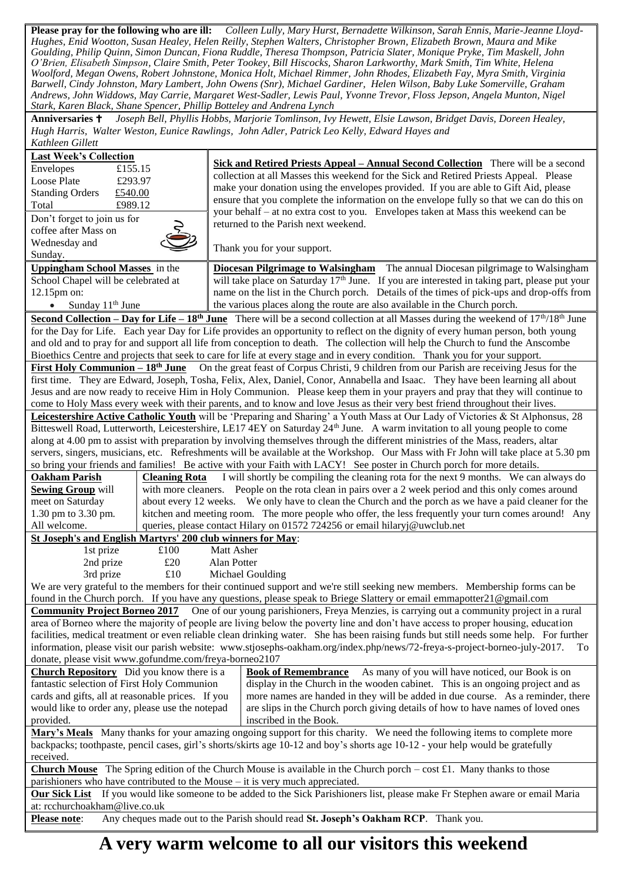**Please pray for the following who are ill:** *Colleen Lully, Mary Hurst, Bernadette Wilkinson, Sarah Ennis, Marie-Jeanne Lloyd-Hughes, Enid Wootton, Susan Healey, Helen Reilly, Stephen Walters, Christopher Brown, Elizabeth Brown, Maura and Mike Goulding, Philip Quinn, Simon Duncan, Fiona Ruddle, Theresa Thompson, Patricia Slater, Monique Pryke, Tim Maskell, John O'Brien, Elisabeth Simpson, Claire Smith, Peter Tookey, Bill Hiscocks, Sharon Larkworthy, Mark Smith, Tim White, Helena Woolford, Megan Owens, Robert Johnstone, Monica Holt, Michael Rimmer, John Rhodes, Elizabeth Fay, Myra Smith, Virginia Barwell, Cindy Johnston, Mary Lambert, John Owens (Snr), Michael Gardiner, Helen Wilson, Baby Luke Somerville, Graham Andrews, John Widdows, May Carrie, Margaret West-Sadler, Lewis Paul, Yvonne Trevor, Floss Jepson, Angela Munton, Nigel Stark, Karen Black, Shane Spencer, Phillip Botteley and Andrena Lynch*

**Anniversaries ✝** *Joseph Bell, Phyllis Hobbs, Marjorie Tomlinson, Ivy Hewett, Elsie Lawson, Bridget Davis, Doreen Healey, Hugh Harris, Walter Weston, Eunice Rawlings, John Adler, Patrick Leo Kelly, Edward Hayes and Kathleen Gillett*

**Last Week's Collection**

| | |
|---|---|
| Envelopes | £155.15 |
| Loose Plate | £293.97 |
| Standing Orders | £540.00 |
| Total | £989.12 |

Don't forget to join us for coffee after Mass on Wednesday and Sunday.

**Sick and Retired Priests Appeal – Annual Second Collection** There will be a second collection at all Masses this weekend for the Sick and Retired Priests Appeal. Please make your donation using the envelopes provided. If you are able to Gift Aid, please ensure that you complete the information on the envelope fully so that we can do this on your behalf – at no extra cost to you. Envelopes taken at Mass this weekend can be returned to the Parish next weekend.

Thank you for your support.

**Uppingham School Masses** in the School Chapel will be celebrated at 12.15pm on:

- Sunday 11th June

**Diocesan Pilgrimage to Walsingham** The annual Diocesan pilgrimage to Walsingham will take place on Saturday 17th June. If you are interested in taking part, please put your name on the list in the Church porch. Details of the times of pick-ups and drop-offs from the various places along the route are also available in the Church porch.

**Second Collection – Day for Life – 18th June** There will be a second collection at all Masses during the weekend of 17th/18th June for the Day for Life. Each year Day for Life provides an opportunity to reflect on the dignity of every human person, both young and old and to pray for and support all life from conception to death. The collection will help the Church to fund the Anscombe Bioethics Centre and projects that seek to care for life at every stage and in every condition. Thank you for your support.

**First Holy Communion – 18th June** On the great feast of Corpus Christi, 9 children from our Parish are receiving Jesus for the first time. They are Edward, Joseph, Tosha, Felix, Alex, Daniel, Conor, Annabella and Isaac. They have been learning all about Jesus and are now ready to receive Him in Holy Communion. Please keep them in your prayers and pray that they will continue to come to Holy Mass every week with their parents, and to know and love Jesus as their very best friend throughout their lives.

**Leicestershire Active Catholic Youth** will be 'Preparing and Sharing' a Youth Mass at Our Lady of Victories & St Alphonsus, 28 Bitteswell Road, Lutterworth, Leicestershire, LE17 4EY on Saturday 24th June. A warm invitation to all young people to come along at 4.00 pm to assist with preparation by involving themselves through the different ministries of the Mass, readers, altar servers, singers, musicians, etc. Refreshments will be available at the Workshop. Our Mass with Fr John will take place at 5.30 pm so bring your friends and families! Be active with your Faith with LACY! See poster in Church porch for more details.

**Oakham Parish Sewing Group** will meet on Saturday 1.30 pm to 3.30 pm. All welcome.

**Cleaning Rota** I will shortly be compiling the cleaning rota for the next 9 months. We can always do with more cleaners. People on the rota clean in pairs over a 2 week period and this only comes around about every 12 weeks. We only have to clean the Church and the porch as we have a paid cleaner for the kitchen and meeting room. The more people who offer, the less frequently your turn comes around! Any queries, please contact Hilary on 01572 724256 or email hilaryj@uwclub.net

**St Joseph's and English Martyrs' 200 club winners for May**:

| | | |
|---|---|---|
| 1st prize | £100 | Matt Asher |
| 2nd prize | £20 | Alan Potter |
| 3rd prize | £10 | Michael Goulding |

We are very grateful to the members for their continued support and we're still seeking new members. Membership forms can be found in the Church porch. If you have any questions, please speak to Briege Slattery or email emmapotter21@gmail.com

**Community Project Borneo 2017** One of our young parishioners, Freya Menzies, is carrying out a community project in a rural area of Borneo where the majority of people are living below the poverty line and don't have access to proper housing, education facilities, medical treatment or even reliable clean drinking water. She has been raising funds but still needs some help. For further information, please visit our parish website: www.stjosephs-oakham.org/index.php/news/72-freya-s-project-borneo-july-2017. To donate, please visit www.gofundme.com/freya-borneo2107

**Church Repository** Did you know there is a fantastic selection of First Holy Communion cards and gifts, all at reasonable prices. If you would like to order any, please use the notepad provided.

**Book of Remembrance** As many of you will have noticed, our Book is on display in the Church in the wooden cabinet. This is an ongoing project and as more names are handed in they will be added in due course. As a reminder, there are slips in the Church porch giving details of how to have names of loved ones inscribed in the Book.

**Mary's Meals** Many thanks for your amazing ongoing support for this charity. We need the following items to complete more backpacks; toothpaste, pencil cases, girl's shorts/skirts age 10-12 and boy's shorts age 10-12 - your help would be gratefully received.

**Church Mouse** The Spring edition of the Church Mouse is available in the Church porch – cost £1. Many thanks to those parishioners who have contributed to the Mouse – it is very much appreciated.

**Our Sick List** If you would like someone to be added to the Sick Parishioners list, please make Fr Stephen aware or email Maria at: rcchurchoakham@live.co.uk

**Please note**: Any cheques made out to the Parish should read **St. Joseph's Oakham RCP**. Thank you.

# A very warm welcome to all our visitors this weekend